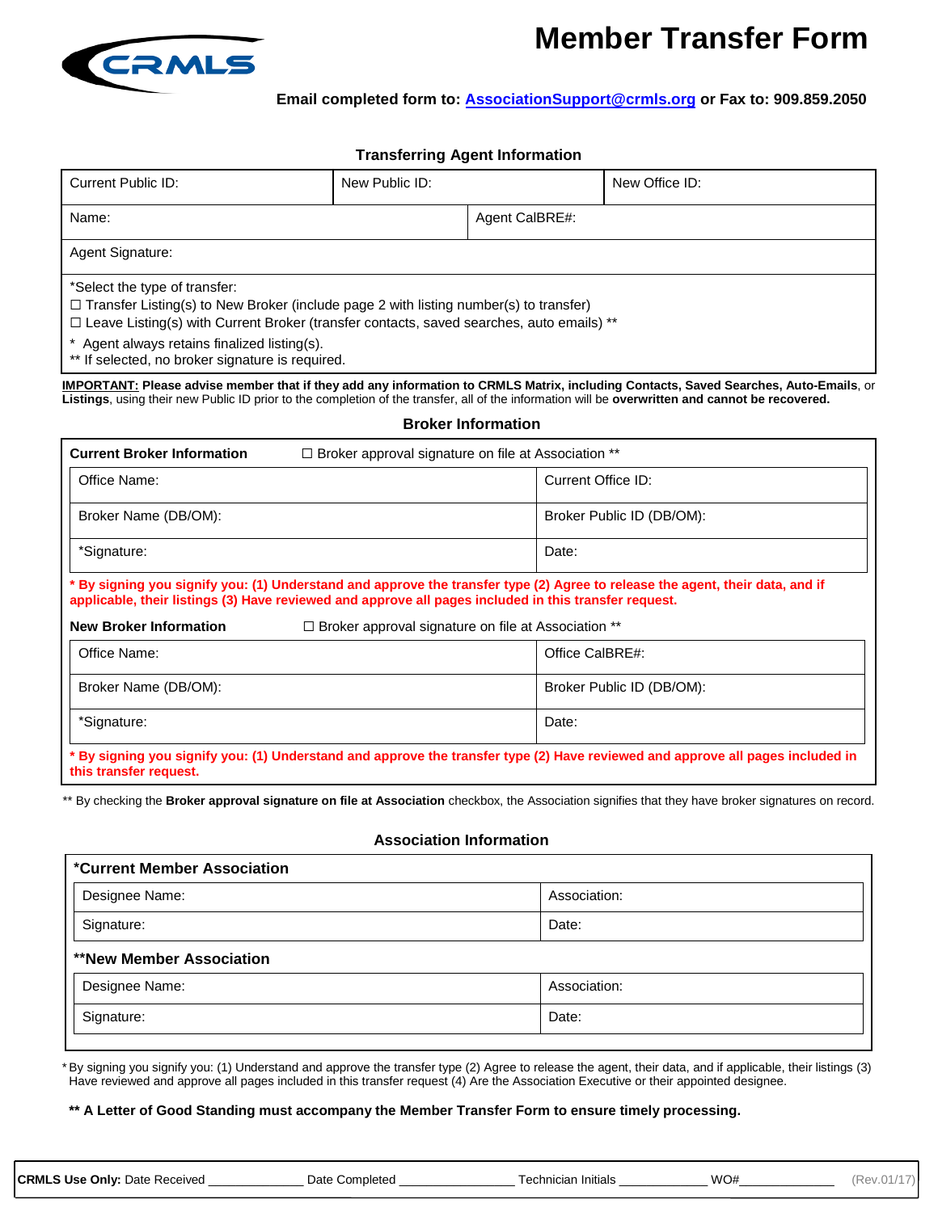# Member Transfer Form

**Email completed form to: AssociationSupport@crmls.org or Fax to: 909.859.2050**

### Transferring Agent Information

| Current Public ID: | New Public ID: | New Office ID: |
|---|---|---|
| Name: | Agent CalBRE#: | |
| Agent Signature: | | |

*Select the type of transfer:
☐ Transfer Listing(s) to New Broker (include page 2 with listing number(s) to transfer)
☐ Leave Listing(s) with Current Broker (transfer contacts, saved searches, auto emails) **

* Agent always retains finalized listing(s).
** If selected, no broker signature is required.

**IMPORTANT: Please advise member that if they add any information to CRMLS Matrix, including Contacts, Saved Searches, Auto-Emails**, or **Listings**, using their new Public ID prior to the completion of the transfer, all of the information will be **overwritten and cannot be recovered.**

### Broker Information

**Current Broker Information** ☐ Broker approval signature on file at Association **

| Office Name: | Current Office ID: |
|---|---|
| Broker Name (DB/OM): | Broker Public ID (DB/OM): |
| *Signature: | Date: |

**\* By signing you signify you: (1) Understand and approve the transfer type (2) Agree to release the agent, their data, and if applicable, their listings (3) Have reviewed and approve all pages included in this transfer request.**

**New Broker Information** ☐ Broker approval signature on file at Association **

| Office Name: | Office CalBRE#: |
|---|---|
| Broker Name (DB/OM): | Broker Public ID (DB/OM): |
| *Signature: | Date: |

**\* By signing you signify you: (1) Understand and approve the transfer type (2) Have reviewed and approve all pages included in this transfer request.**

** By checking the **Broker approval signature on file at Association** checkbox, the Association signifies that they have broker signatures on record.

### Association Information

**\*Current Member Association**

| Designee Name: | Association: |
|---|---|
| Signature: | Date: |

**\*\*New Member Association**

| Designee Name: | Association: |
|---|---|
| Signature: | Date: |

* By signing you signify you: (1) Understand and approve the transfer type (2) Agree to release the agent, their data, and if applicable, their listings (3) Have reviewed and approve all pages included in this transfer request (4) Are the Association Executive or their appointed designee.

**\*\* A Letter of Good Standing must accompany the Member Transfer Form to ensure timely processing.**

**CRMLS Use Only:** Date Received _____________ Date Completed _______________ Technician Initials ____________ WO#_____________ (Rev.01/17)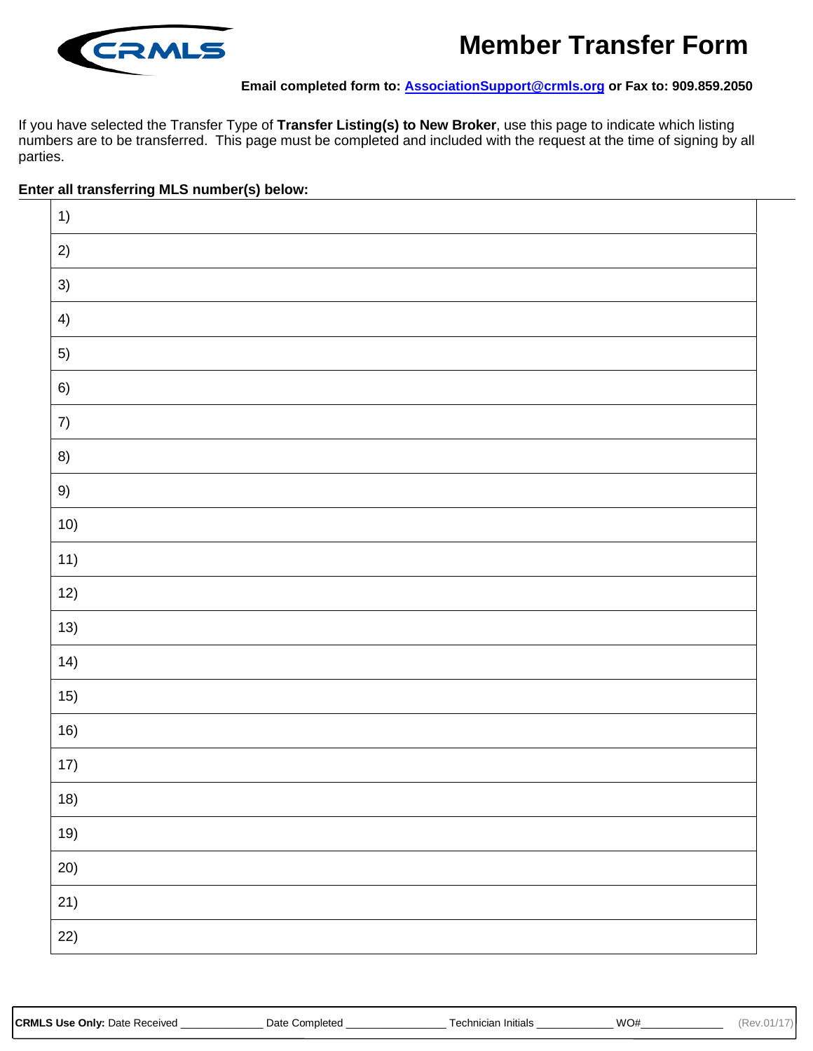# Member Transfer Form

**Email completed form to: AssociationSupport@crmls.org or Fax to: 909.859.2050**

If you have selected the Transfer Type of **Transfer Listing(s) to New Broker**, use this page to indicate which listing numbers are to be transferred. This page must be completed and included with the request at the time of signing by all parties.

**Enter all transferring MLS number(s) below:**

| |
|---|
| 1) |
| 2) |
| 3) |
| 4) |
| 5) |
| 6) |
| 7) |
| 8) |
| 9) |
| 10) |
| 11) |
| 12) |
| 13) |
| 14) |
| 15) |
| 16) |
| 17) |
| 18) |
| 19) |
| 20) |
| 21) |
| 22) |

**CRMLS Use Only:** Date Received _____________ Date Completed _______________ Technician Initials ____________ WO#_____________ (Rev.01/17)